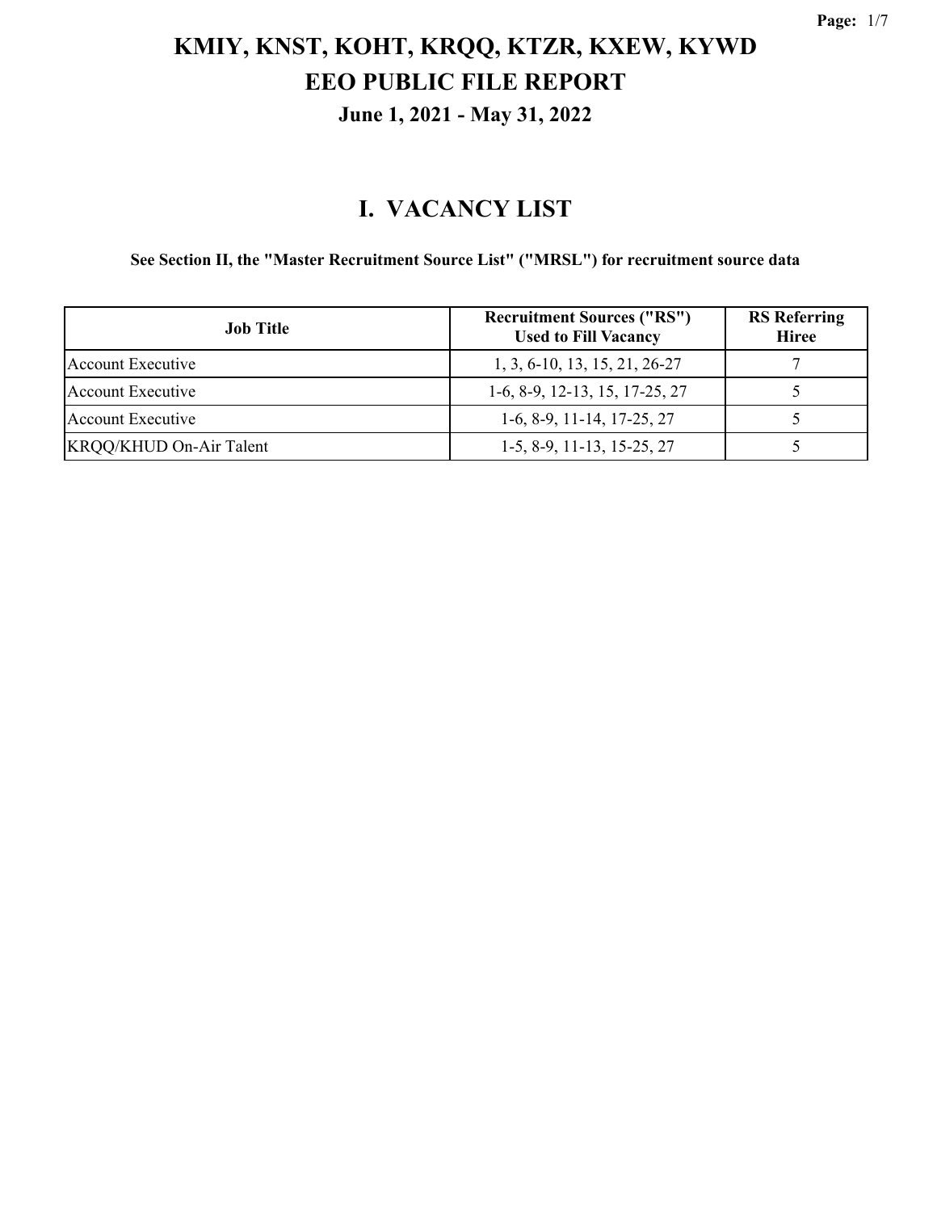# KMIY, KNST, KOHT, KRQQ, KTZR, KXEW, KYWD
# EEO PUBLIC FILE REPORT
## June 1, 2021 - May 31, 2022

## I. VACANCY LIST

**See Section II, the "Master Recruitment Source List" ("MRSL") for recruitment source data**

| Job Title | Recruitment Sources ("RS") Used to Fill Vacancy | RS Referring Hiree |
|---|---|---|
| Account Executive | 1, 3, 6-10, 13, 15, 21, 26-27 | 7 |
| Account Executive | 1-6, 8-9, 12-13, 15, 17-25, 27 | 5 |
| Account Executive | 1-6, 8-9, 11-14, 17-25, 27 | 5 |
| KRQQ/KHUD On-Air Talent | 1-5, 8-9, 11-13, 15-25, 27 | 5 |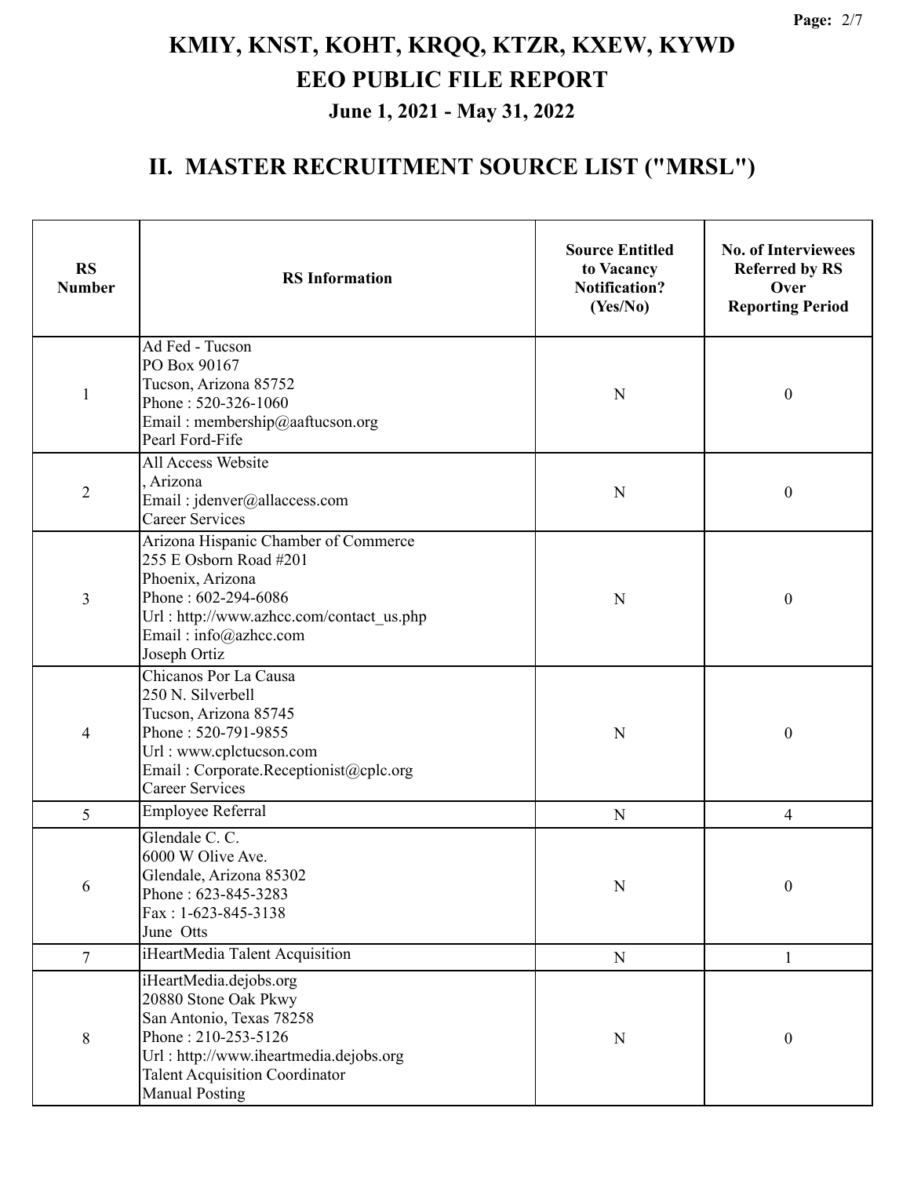# KMIY, KNST, KOHT, KRQQ, KTZR, KXEW, KYWD

## EEO PUBLIC FILE REPORT

### June 1, 2021 - May 31, 2022

## II. MASTER RECRUITMENT SOURCE LIST ("MRSL")

| RS Number | RS Information | Source Entitled to Vacancy Notification? (Yes/No) | No. of Interviewees Referred by RS Over Reporting Period |
|---|---|---|---|
| 1 | Ad Fed - Tucson<br>PO Box 90167<br>Tucson, Arizona 85752<br>Phone : 520-326-1060<br>Email : membership@aaftucson.org<br>Pearl Ford-Fife | N | 0 |
| 2 | All Access Website<br>, Arizona<br>Email : jdenver@allaccess.com<br>Career Services | N | 0 |
| 3 | Arizona Hispanic Chamber of Commerce<br>255 E Osborn Road #201<br>Phoenix, Arizona<br>Phone : 602-294-6086<br>Url : http://www.azhcc.com/contact_us.php<br>Email : info@azhcc.com<br>Joseph Ortiz | N | 0 |
| 4 | Chicanos Por La Causa<br>250 N. Silverbell<br>Tucson, Arizona 85745<br>Phone : 520-791-9855<br>Url : www.cplctucson.com<br>Email : Corporate.Receptionist@cplc.org<br>Career Services | N | 0 |
| 5 | Employee Referral | N | 4 |
| 6 | Glendale C. C.<br>6000 W Olive Ave.<br>Glendale, Arizona 85302<br>Phone : 623-845-3283<br>Fax : 1-623-845-3138<br>June Otts | N | 0 |
| 7 | iHeartMedia Talent Acquisition | N | 1 |
| 8 | iHeartMedia.dejobs.org<br>20880 Stone Oak Pkwy<br>San Antonio, Texas 78258<br>Phone : 210-253-5126<br>Url : http://www.iheartmedia.dejobs.org<br>Talent Acquisition Coordinator<br>Manual Posting | N | 0 |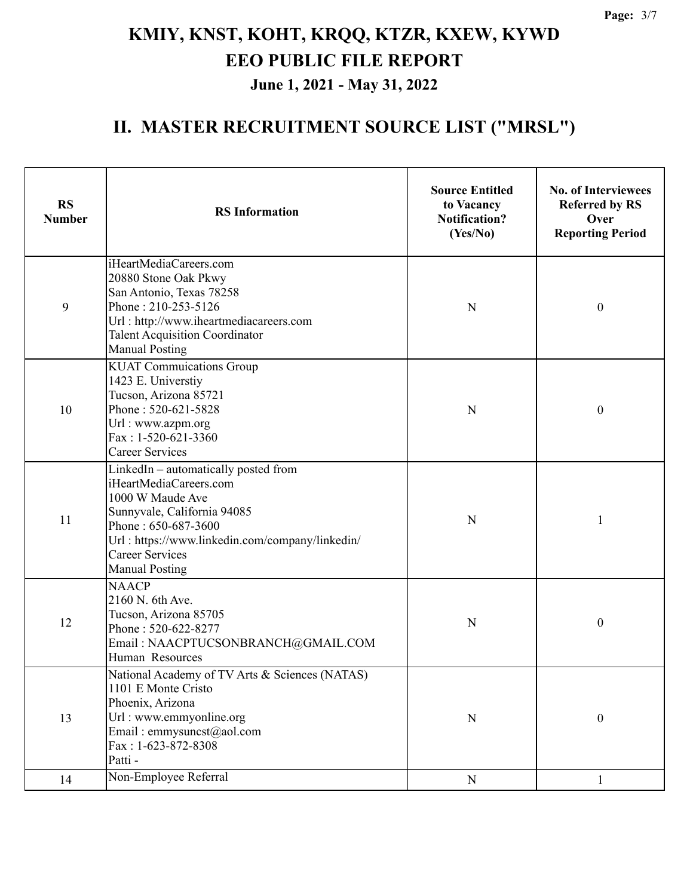# KMIY, KNST, KOHT, KRQQ, KTZR, KXEW, KYWD
# EEO PUBLIC FILE REPORT
### June 1, 2021 - May 31, 2022

## II. MASTER RECRUITMENT SOURCE LIST ("MRSL")

| RS Number | RS Information | Source Entitled to Vacancy Notification? (Yes/No) | No. of Interviewees Referred by RS Over Reporting Period |
|---|---|---|---|
| 9 | iHeartMediaCareers.com<br>20880 Stone Oak Pkwy<br>San Antonio, Texas 78258<br>Phone : 210-253-5126<br>Url : http://www.iheartmediacareers.com<br>Talent Acquisition Coordinator<br>Manual Posting | N | 0 |
| 10 | KUAT Commuications Group<br>1423 E. Universtiy<br>Tucson, Arizona 85721<br>Phone : 520-621-5828<br>Url : www.azpm.org<br>Fax : 1-520-621-3360<br>Career Services | N | 0 |
| 11 | LinkedIn – automatically posted from iHeartMediaCareers.com<br>1000 W Maude Ave<br>Sunnyvale, California 94085<br>Phone : 650-687-3600<br>Url : https://www.linkedin.com/company/linkedin/<br>Career Services<br>Manual Posting | N | 1 |
| 12 | NAACP<br>2160 N. 6th Ave.<br>Tucson, Arizona 85705<br>Phone : 520-622-8277<br>Email : NAACPTUCSONBRANCH@GMAIL.COM<br>Human Resources | N | 0 |
| 13 | National Academy of TV Arts & Sciences (NATAS)<br>1101 E Monte Cristo<br>Phoenix, Arizona<br>Url : www.emmyonline.org<br>Email : emmysuncst@aol.com<br>Fax : 1-623-872-8308<br>Patti - | N | 0 |
| 14 | Non-Employee Referral | N | 1 |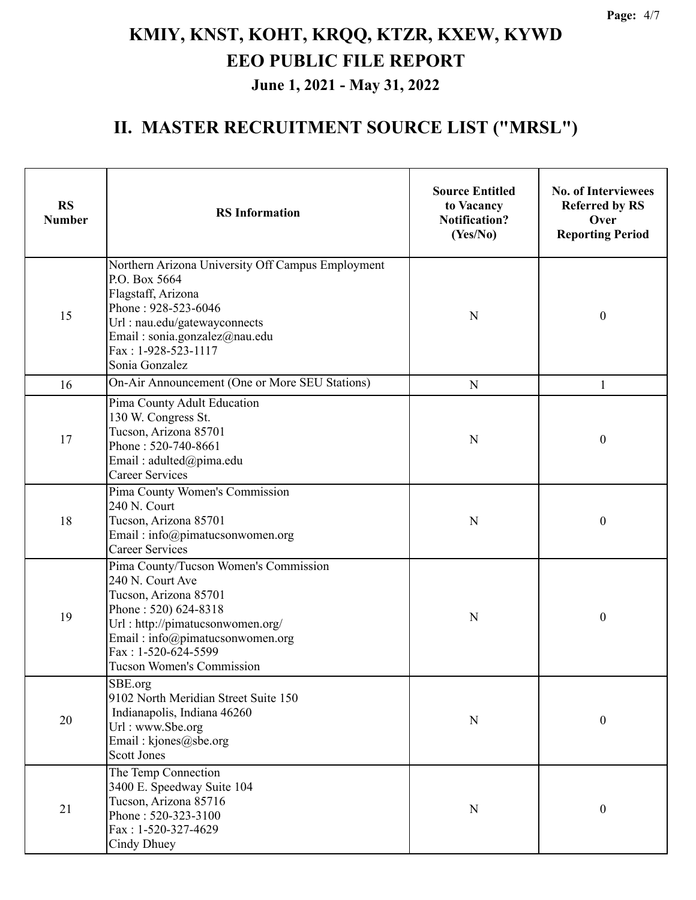# KMIY, KNST, KOHT, KRQQ, KTZR, KXEW, KYWD
# EEO PUBLIC FILE REPORT
### June 1, 2021 - May 31, 2022

## II. MASTER RECRUITMENT SOURCE LIST ("MRSL")

| RS Number | RS Information | Source Entitled to Vacancy Notification? (Yes/No) | No. of Interviewees Referred by RS Over Reporting Period |
|---|---|---|---|
| 15 | Northern Arizona University Off Campus Employment<br>P.O. Box 5664<br>Flagstaff, Arizona<br>Phone : 928-523-6046<br>Url : nau.edu/gatewayconnects<br>Email : sonia.gonzalez@nau.edu<br>Fax : 1-928-523-1117<br>Sonia Gonzalez | N | 0 |
| 16 | On-Air Announcement (One or More SEU Stations) | N | 1 |
| 17 | Pima County Adult Education<br>130 W. Congress St.<br>Tucson, Arizona 85701<br>Phone : 520-740-8661<br>Email : adulted@pima.edu<br>Career Services | N | 0 |
| 18 | Pima County Women's Commission<br>240 N. Court<br>Tucson, Arizona 85701<br>Email : info@pimatucsonwomen.org<br>Career Services | N | 0 |
| 19 | Pima County/Tucson Women's Commission<br>240 N. Court Ave<br>Tucson, Arizona 85701<br>Phone : 520) 624-8318<br>Url : http://pimatucsonwomen.org/<br>Email : info@pimatucsonwomen.org<br>Fax : 1-520-624-5599<br>Tucson Women's Commission | N | 0 |
| 20 | SBE.org<br>9102 North Meridian Street Suite 150<br>Indianapolis, Indiana 46260<br>Url : www.Sbe.org<br>Email : kjones@sbe.org<br>Scott Jones | N | 0 |
| 21 | The Temp Connection<br>3400 E. Speedway Suite 104<br>Tucson, Arizona 85716<br>Phone : 520-323-3100<br>Fax : 1-520-327-4629<br>Cindy Dhuey | N | 0 |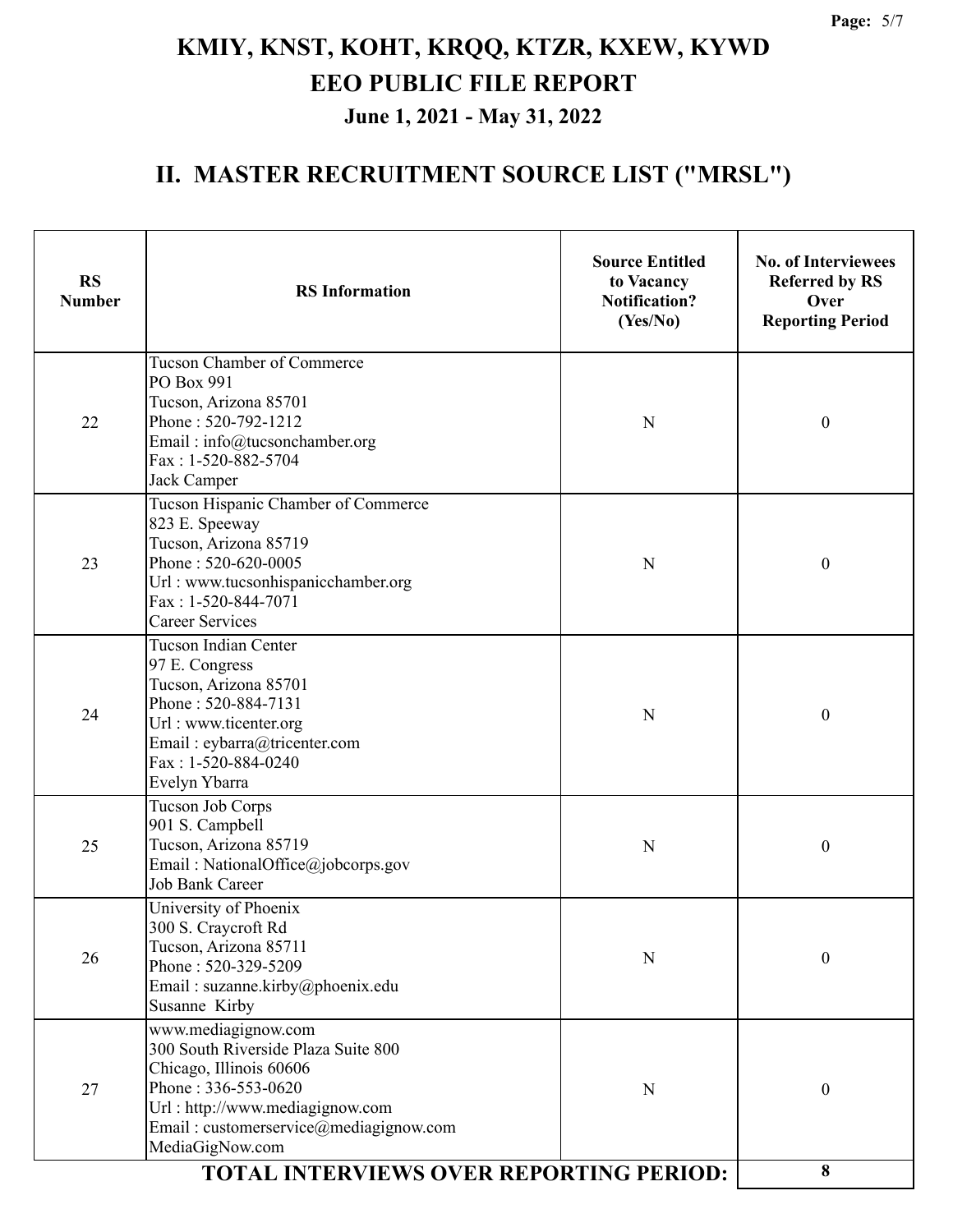# KMIY, KNST, KOHT, KRQQ, KTZR, KXEW, KYWD
# EEO PUBLIC FILE REPORT
### June 1, 2021 - May 31, 2022

## II. MASTER RECRUITMENT SOURCE LIST ("MRSL")

| RS Number | RS Information | Source Entitled to Vacancy Notification? (Yes/No) | No. of Interviewees Referred by RS Over Reporting Period |
|---|---|---|---|
| 22 | Tucson Chamber of Commerce<br>PO Box 991<br>Tucson, Arizona 85701<br>Phone : 520-792-1212<br>Email : info@tucsonchamber.org<br>Fax : 1-520-882-5704<br>Jack Camper | N | 0 |
| 23 | Tucson Hispanic Chamber of Commerce<br>823 E. Speeway<br>Tucson, Arizona 85719<br>Phone : 520-620-0005<br>Url : www.tucsonhispanicchamber.org<br>Fax : 1-520-844-7071<br>Career Services | N | 0 |
| 24 | Tucson Indian Center<br>97 E. Congress<br>Tucson, Arizona 85701<br>Phone : 520-884-7131<br>Url : www.ticenter.org<br>Email : eybarra@tricenter.com<br>Fax : 1-520-884-0240<br>Evelyn Ybarra | N | 0 |
| 25 | Tucson Job Corps<br>901 S. Campbell<br>Tucson, Arizona 85719<br>Email : NationalOffice@jobcorps.gov<br>Job Bank Career | N | 0 |
| 26 | University of Phoenix<br>300 S. Craycroft Rd<br>Tucson, Arizona 85711<br>Phone : 520-329-5209<br>Email : suzanne.kirby@phoenix.edu<br>Susanne Kirby | N | 0 |
| 27 | www.mediagignow.com<br>300 South Riverside Plaza Suite 800<br>Chicago, Illinois 60606<br>Phone : 336-553-0620<br>Url : http://www.mediagignow.com<br>Email : customerservice@mediagignow.com<br>MediaGigNow.com | N | 0 |
| | **TOTAL INTERVIEWS OVER REPORTING PERIOD:** | | **8** |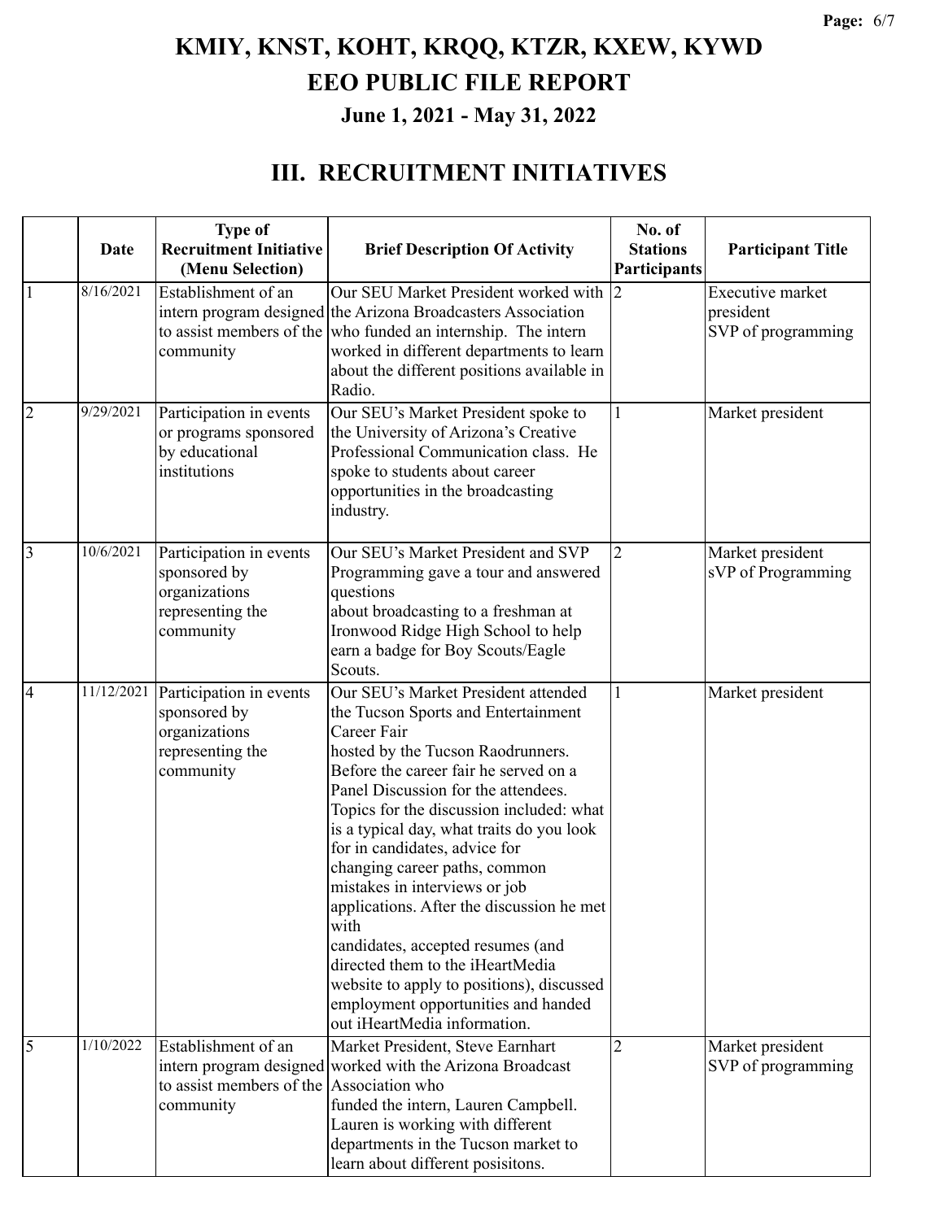# KMIY, KNST, KOHT, KRQQ, KTZR, KXEW, KYWD

# EEO PUBLIC FILE REPORT

## June 1, 2021 - May 31, 2022

## III. RECRUITMENT INITIATIVES

| | Date | Type of Recruitment Initiative (Menu Selection) | Brief Description Of Activity | No. of Stations Participants | Participant Title |
|---|---|---|---|---|---|
| 1 | 8/16/2021 | Establishment of an intern program designed to assist members of the community | Our SEU Market President worked with the Arizona Broadcasters Association who funded an internship. The intern worked in different departments to learn about the different positions available in Radio. | 2 | Executive market president SVP of programming |
| 2 | 9/29/2021 | Participation in events or programs sponsored by educational institutions | Our SEU's Market President spoke to the University of Arizona's Creative Professional Communication class. He spoke to students about career opportunities in the broadcasting industry. | 1 | Market president |
| 3 | 10/6/2021 | Participation in events sponsored by organizations representing the community | Our SEU's Market President and SVP Programming gave a tour and answered questions about broadcasting to a freshman at Ironwood Ridge High School to help earn a badge for Boy Scouts/Eagle Scouts. | 2 | Market president sVP of Programming |
| 4 | 11/12/2021 | Participation in events sponsored by organizations representing the community | Our SEU's Market President attended the Tucson Sports and Entertainment Career Fair hosted by the Tucson Raodrunners. Before the career fair he served on a Panel Discussion for the attendees. Topics for the discussion included: what is a typical day, what traits do you look for in candidates, advice for changing career paths, common mistakes in interviews or job applications. After the discussion he met with candidates, accepted resumes (and directed them to the iHeartMedia website to apply to positions), discussed employment opportunities and handed out iHeartMedia information. | 1 | Market president |
| 5 | 1/10/2022 | Establishment of an intern program designed to assist members of the community | Market President, Steve Earnhart worked with the Arizona Broadcast Association who funded the intern, Lauren Campbell. Lauren is working with different departments in the Tucson market to learn about different posisitons. | 2 | Market president SVP of programming |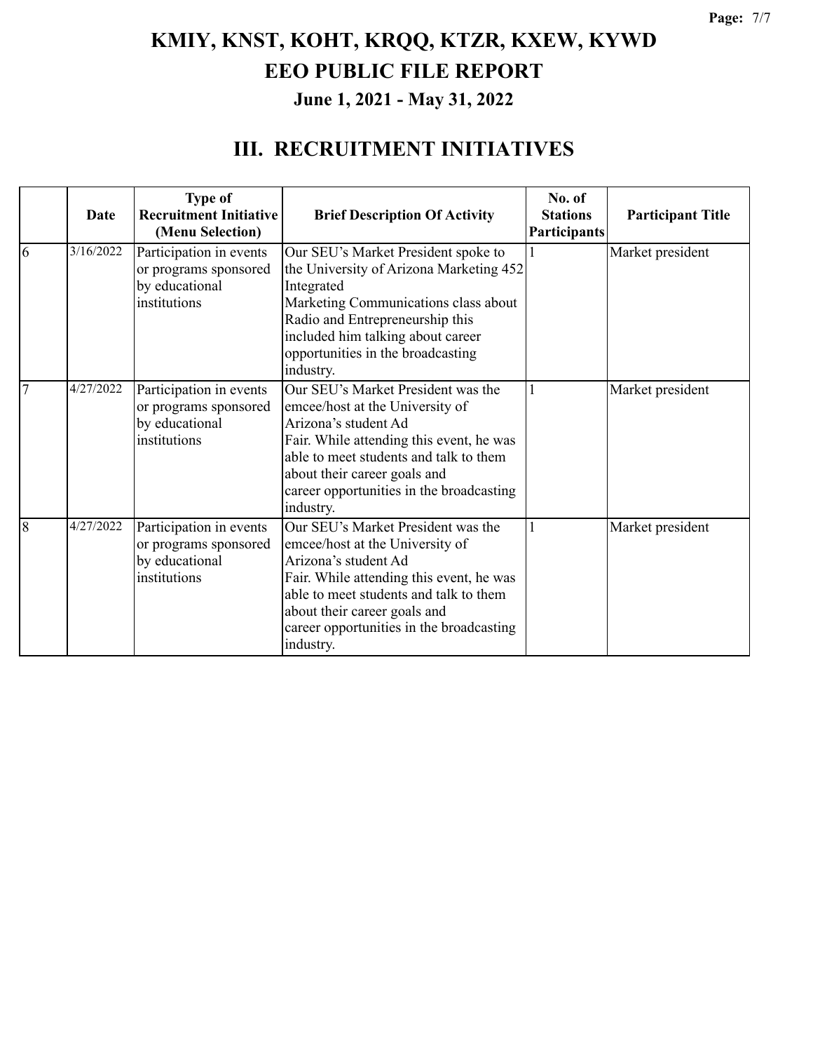# KMIY, KNST, KOHT, KRQQ, KTZR, KXEW, KYWD
# EEO PUBLIC FILE REPORT
### June 1, 2021 - May 31, 2022

## III. RECRUITMENT INITIATIVES

| | Date | Type of Recruitment Initiative (Menu Selection) | Brief Description Of Activity | No. of Stations Participants | Participant Title |
|---|---|---|---|---|---|
| 6 | 3/16/2022 | Participation in events or programs sponsored by educational institutions | Our SEU's Market President spoke to the University of Arizona Marketing 452 Integrated Marketing Communications class about Radio and Entrepreneurship this included him talking about career opportunities in the broadcasting industry. | 1 | Market president |
| 7 | 4/27/2022 | Participation in events or programs sponsored by educational institutions | Our SEU's Market President was the emcee/host at the University of Arizona's student Ad Fair. While attending this event, he was able to meet students and talk to them about their career goals and career opportunities in the broadcasting industry. | 1 | Market president |
| 8 | 4/27/2022 | Participation in events or programs sponsored by educational institutions | Our SEU's Market President was the emcee/host at the University of Arizona's student Ad Fair. While attending this event, he was able to meet students and talk to them about their career goals and career opportunities in the broadcasting industry. | 1 | Market president |